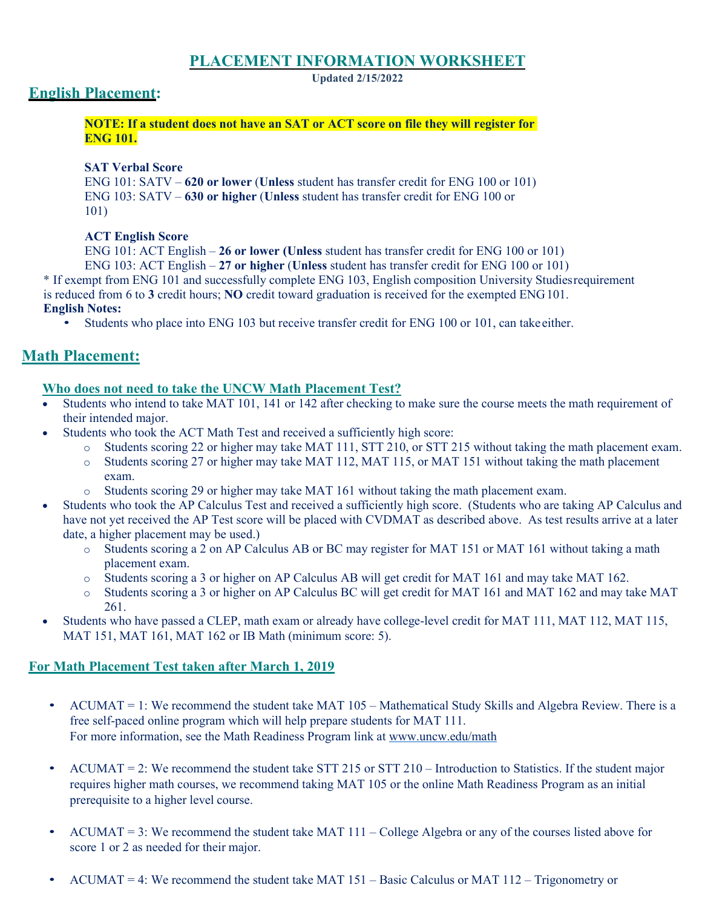# PLACEMENT INFORMATION WORKSHEET

**Updated 2/15/2022**

## English Placement:

**NOTE: If a student does not have an SAT or ACT score on file they will register for ENG 101.**

**SAT Verbal Score**

ENG 101: SATV – **620 or lower** (**Unless** student has transfer credit for ENG 100 or 101)
ENG 103: SATV – **630 or higher** (**Unless** student has transfer credit for ENG 100 or 101)

**ACT English Score**

ENG 101: ACT English – **26 or lower (Unless** student has transfer credit for ENG 100 or 101)
ENG 103: ACT English – **27 or higher** (**Unless** student has transfer credit for ENG 100 or 101)

* If exempt from ENG 101 and successfully complete ENG 103, English composition University Studies requirement is reduced from 6 to **3** credit hours; **NO** credit toward graduation is received for the exempted ENG 101.

**English Notes:**

- Students who place into ENG 103 but receive transfer credit for ENG 100 or 101, can take either.

## Math Placement:

### Who does not need to take the UNCW Math Placement Test?

- Students who intend to take MAT 101, 141 or 142 after checking to make sure the course meets the math requirement of their intended major.
- Students who took the ACT Math Test and received a sufficiently high score:
  - Students scoring 22 or higher may take MAT 111, STT 210, or STT 215 without taking the math placement exam.
  - Students scoring 27 or higher may take MAT 112, MAT 115, or MAT 151 without taking the math placement exam.
  - Students scoring 29 or higher may take MAT 161 without taking the math placement exam.
- Students who took the AP Calculus Test and received a sufficiently high score. (Students who are taking AP Calculus and have not yet received the AP Test score will be placed with CVDMAT as described above. As test results arrive at a later date, a higher placement may be used.)
  - Students scoring a 2 on AP Calculus AB or BC may register for MAT 151 or MAT 161 without taking a math placement exam.
  - Students scoring a 3 or higher on AP Calculus AB will get credit for MAT 161 and may take MAT 162.
  - Students scoring a 3 or higher on AP Calculus BC will get credit for MAT 161 and MAT 162 and may take MAT 261.
- Students who have passed a CLEP, math exam or already have college-level credit for MAT 111, MAT 112, MAT 115, MAT 151, MAT 161, MAT 162 or IB Math (minimum score: 5).

### For Math Placement Test taken after March 1, 2019

- ACUMAT = 1: We recommend the student take MAT 105 – Mathematical Study Skills and Algebra Review. There is a free self-paced online program which will help prepare students for MAT 111.
  For more information, see the Math Readiness Program link at www.uncw.edu/math
- ACUMAT = 2: We recommend the student take STT 215 or STT 210 – Introduction to Statistics. If the student major requires higher math courses, we recommend taking MAT 105 or the online Math Readiness Program as an initial prerequisite to a higher level course.
- ACUMAT = 3: We recommend the student take MAT 111 – College Algebra or any of the courses listed above for score 1 or 2 as needed for their major.
- ACUMAT = 4: We recommend the student take MAT 151 – Basic Calculus or MAT 112 – Trigonometry or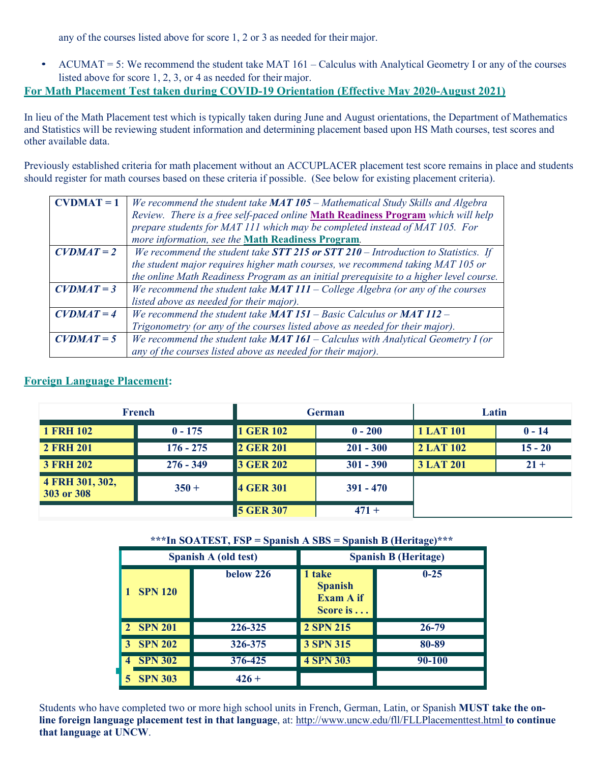any of the courses listed above for score 1, 2 or 3 as needed for their major.

- ACUMAT = 5: We recommend the student take MAT 161 – Calculus with Analytical Geometry I or any of the courses listed above for score 1, 2, 3, or 4 as needed for their major.

## For Math Placement Test taken during COVID-19 Orientation (Effective May 2020-August 2021)

In lieu of the Math Placement test which is typically taken during June and August orientations, the Department of Mathematics and Statistics will be reviewing student information and determining placement based upon HS Math courses, test scores and other available data.

Previously established criteria for math placement without an ACCUPLACER placement test score remains in place and students should register for math courses based on these criteria if possible. (See below for existing placement criteria).

| | |
|---|---|
| **CVDMAT = 1** | *We recommend the student take **MAT 105** – Mathematical Study Skills and Algebra Review. There is a free self-paced online **Math Readiness Program** which will help prepare students for MAT 111 which may be completed instead of MAT 105. For more information, see the **Math Readiness Program**.* |
| ***CVDMAT = 2*** | *We recommend the student take **STT 215 or STT 210** – Introduction to Statistics. If the student major requires higher math courses, we recommend taking MAT 105 or the online Math Readiness Program as an initial prerequisite to a higher level course.* |
| ***CVDMAT = 3*** | *We recommend the student take **MAT 111** – College Algebra (or any of the courses listed above as needed for their major).* |
| ***CVDMAT = 4*** | *We recommend the student take **MAT 151** – Basic Calculus or **MAT 112** – Trigonometry (or any of the courses listed above as needed for their major).* |
| ***CVDMAT = 5*** | *We recommend the student take **MAT 161** – Calculus with Analytical Geometry I (or any of the courses listed above as needed for their major).* |

## Foreign Language Placement:

| French | | German | | Latin | |
|---|---|---|---|---|---|
| **1 FRH 102** | **0 - 175** | **1 GER 102** | **0 - 200** | **1 LAT 101** | **0 - 14** |
| **2 FRH 201** | **176 - 275** | **2 GER 201** | **201 - 300** | **2 LAT 102** | **15 - 20** |
| **3 FRH 202** | **276 - 349** | **3 GER 202** | **301 - 390** | **3 LAT 201** | **21 +** |
| **4 FRH 301, 302, 303 or 308** | **350 +** | **4 GER 301** | **391 - 470** | | |
| | | **5 GER 307** | **471 +** | | |

**\*\*\*In SOATEST, FSP = Spanish A SBS = Spanish B (Heritage)\*\*\***

| Spanish A (old test) | | Spanish B (Heritage) | |
|---|---|---|---|
| **1 SPN 120** | **below 226** | **1 take Spanish Exam A if Score is . . .** | **0-25** |
| **2 SPN 201** | **226-325** | **2 SPN 215** | **26-79** |
| **3 SPN 202** | **326-375** | **3 SPN 315** | **80-89** |
| **4 SPN 302** | **376-425** | **4 SPN 303** | **90-100** |
| **5 SPN 303** | **426 +** | | |

Students who have completed two or more high school units in French, German, Latin, or Spanish **MUST take the on-line foreign language placement test in that language**, at: http://www.uncw.edu/fll/FLLPlacementtest.html **to continue that language at UNCW**.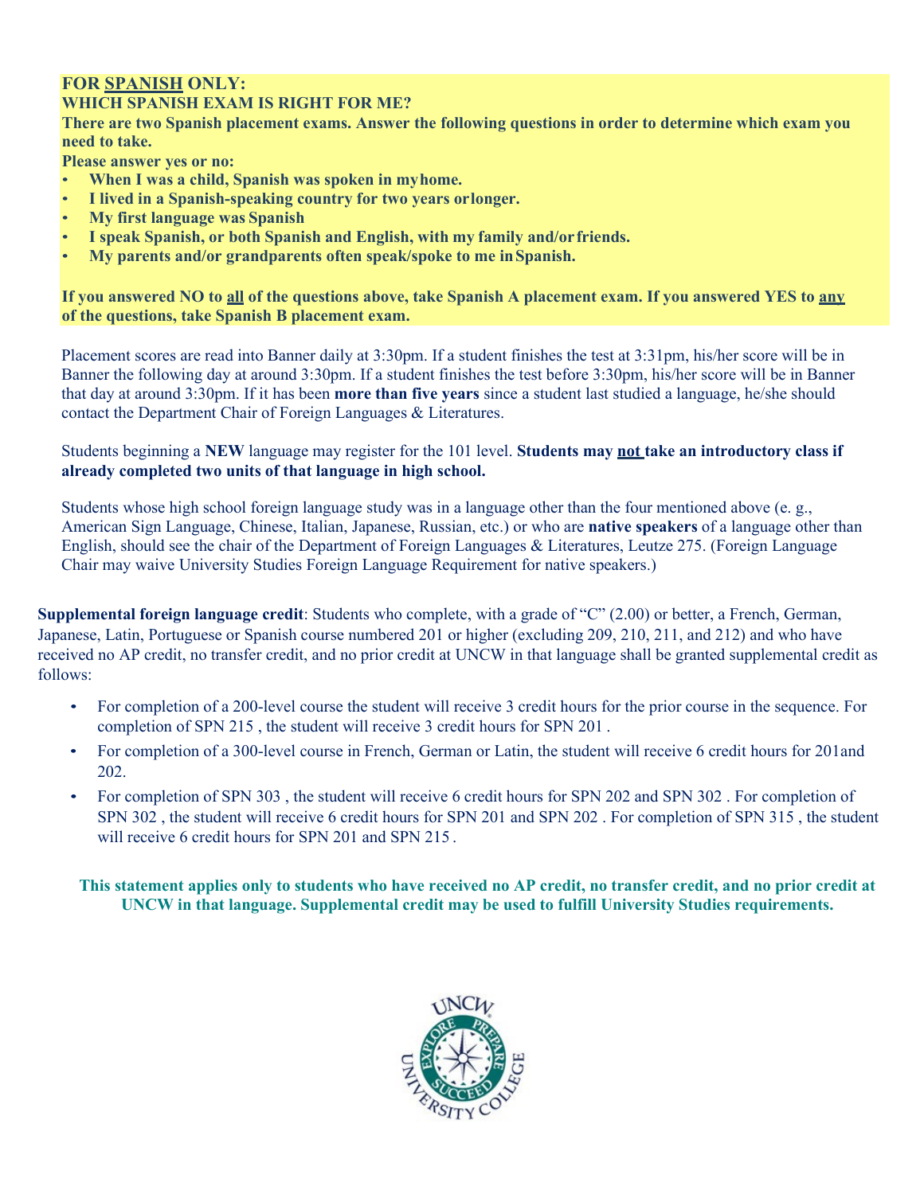**FOR <u>SPANISH</u> ONLY:**
**WHICH SPANISH EXAM IS RIGHT FOR ME?**
**There are two Spanish placement exams. Answer the following questions in order to determine which exam you need to take.**
**Please answer yes or no:**

- **When I was a child, Spanish was spoken in my home.**
- **I lived in a Spanish-speaking country for two years or longer.**
- **My first language was Spanish**
- **I speak Spanish, or both Spanish and English, with my family and/or friends.**
- **My parents and/or grandparents often speak/spoke to me in Spanish.**

**If you answered NO to <u>all</u> of the questions above, take Spanish A placement exam. If you answered YES to <u>any</u> of the questions, take Spanish B placement exam.**

Placement scores are read into Banner daily at 3:30pm. If a student finishes the test at 3:31pm, his/her score will be in Banner the following day at around 3:30pm. If a student finishes the test before 3:30pm, his/her score will be in Banner that day at around 3:30pm. If it has been **more than five years** since a student last studied a language, he/she should contact the Department Chair of Foreign Languages & Literatures.

Students beginning a **NEW** language may register for the 101 level. **Students may <u>not</u> take an introductory class if already completed two units of that language in high school.**

Students whose high school foreign language study was in a language other than the four mentioned above (e. g., American Sign Language, Chinese, Italian, Japanese, Russian, etc.) or who are **native speakers** of a language other than English, should see the chair of the Department of Foreign Languages & Literatures, Leutze 275. (Foreign Language Chair may waive University Studies Foreign Language Requirement for native speakers.)

**Supplemental foreign language credit**: Students who complete, with a grade of "C" (2.00) or better, a French, German, Japanese, Latin, Portuguese or Spanish course numbered 201 or higher (excluding 209, 210, 211, and 212) and who have received no AP credit, no transfer credit, and no prior credit at UNCW in that language shall be granted supplemental credit as follows:

- For completion of a 200-level course the student will receive 3 credit hours for the prior course in the sequence. For completion of SPN 215 , the student will receive 3 credit hours for SPN 201 .
- For completion of a 300-level course in French, German or Latin, the student will receive 6 credit hours for 201and 202.
- For completion of SPN 303 , the student will receive 6 credit hours for SPN 202 and SPN 302 . For completion of SPN 302 , the student will receive 6 credit hours for SPN 201 and SPN 202 . For completion of SPN 315 , the student will receive 6 credit hours for SPN 201 and SPN 215 .

**This statement applies only to students who have received no AP credit, no transfer credit, and no prior credit at UNCW in that language. Supplemental credit may be used to fulfill University Studies requirements.**